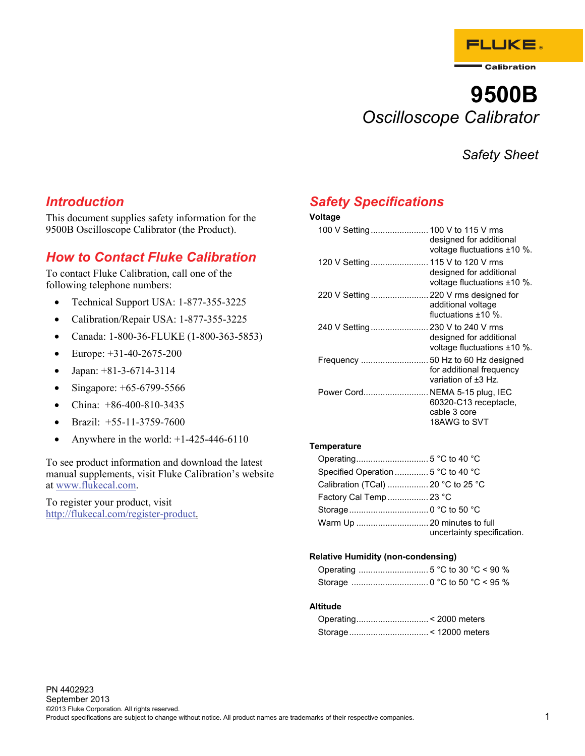FLUKE® Calibration

# 9500B

## *Oscilloscope Calibrator*

*Safety Sheet*

## Introduction

This document supplies safety information for the 9500B Oscilloscope Calibrator (the Product).

## How to Contact Fluke Calibration

To contact Fluke Calibration, call one of the following telephone numbers:

- Technical Support USA: 1-877-355-3225
- Calibration/Repair USA: 1-877-355-3225
- Canada: 1-800-36-FLUKE (1-800-363-5853)
- Europe: +31-40-2675-200
- Japan: +81-3-6714-3114
- Singapore: +65-6799-5566
- China: +86-400-810-3435
- Brazil: +55-11-3759-7600
- Anywhere in the world: +1-425-446-6110

To see product information and download the latest manual supplements, visit Fluke Calibration's website at www.flukecal.com.

To register your product, visit http://flukecal.com/register-product.

## Safety Specifications

**Voltage**

| | |
|---|---|
| 100 V Setting | 100 V to 115 V rms designed for additional voltage fluctuations ±10 %. |
| 120 V Setting | 115 V to 120 V rms designed for additional voltage fluctuations ±10 %. |
| 220 V Setting | 220 V rms designed for additional voltage fluctuations ±10 %. |
| 240 V Setting | 230 V to 240 V rms designed for additional voltage fluctuations ±10 %. |
| Frequency | 50 Hz to 60 Hz designed for additional frequency variation of ±3 Hz. |
| Power Cord | NEMA 5-15 plug, IEC 60320-C13 receptacle, cable 3 core 18AWG to SVT |

**Temperature**

| | |
|---|---|
| Operating | 5 °C to 40 °C |
| Specified Operation | 5 °C to 40 °C |
| Calibration (TCal) | 20 °C to 25 °C |
| Factory Cal Temp | 23 °C |
| Storage | 0 °C to 50 °C |
| Warm Up | 20 minutes to full uncertainty specification. |

**Relative Humidity (non-condensing)**

| | |
|---|---|
| Operating | 5 °C to 30 °C < 90 % |
| Storage | 0 °C to 50 °C < 95 % |

**Altitude**

| | |
|---|---|
| Operating | < 2000 meters |
| Storage | < 12000 meters |

PN 4402923
September 2013
©2013 Fluke Corporation. All rights reserved.
Product specifications are subject to change without notice. All product names are trademarks of their respective companies.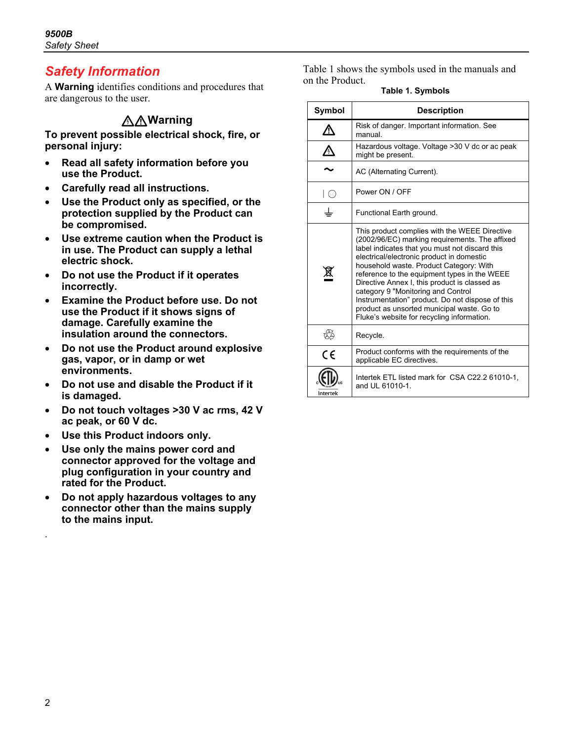## Safety Information

A **Warning** identifies conditions and procedures that are dangerous to the user.

### ⚠⚠Warning

**To prevent possible electrical shock, fire, or personal injury:**

- **Read all safety information before you use the Product.**
- **Carefully read all instructions.**
- **Use the Product only as specified, or the protection supplied by the Product can be compromised.**
- **Use extreme caution when the Product is in use. The Product can supply a lethal electric shock.**
- **Do not use the Product if it operates incorrectly.**
- **Examine the Product before use. Do not use the Product if it shows signs of damage. Carefully examine the insulation around the connectors.**
- **Do not use the Product around explosive gas, vapor, or in damp or wet environments.**
- **Do not use and disable the Product if it is damaged.**
- **Do not touch voltages >30 V ac rms, 42 V ac peak, or 60 V dc.**
- **Use this Product indoors only.**
- **Use only the mains power cord and connector approved for the voltage and plug configuration in your country and rated for the Product.**
- **Do not apply hazardous voltages to any connector other than the mains supply to the mains input.**

.

Table 1 shows the symbols used in the manuals and on the Product.

**Table 1. Symbols**

| Symbol | Description |
|---|---|
| ⚠ | Risk of danger. Important information. See manual. |
| ⚠ | Hazardous voltage. Voltage >30 V dc or ac peak might be present. |
| ~ | AC (Alternating Current). |
| \| ◯ | Power ON / OFF |
| ⏚ | Functional Earth ground. |
| 🗑 | This product complies with the WEEE Directive (2002/96/EC) marking requirements. The affixed label indicates that you must not discard this electrical/electronic product in domestic household waste. Product Category: With reference to the equipment types in the WEEE Directive Annex I, this product is classed as category 9 "Monitoring and Control Instrumentation" product. Do not dispose of this product as unsorted municipal waste. Go to Fluke's website for recycling information. |
| ♲ | Recycle. |
| CE | Product conforms with the requirements of the applicable EC directives. |
| ETL Intertek | Intertek ETL listed mark for CSA C22.2 61010-1, and UL 61010-1. |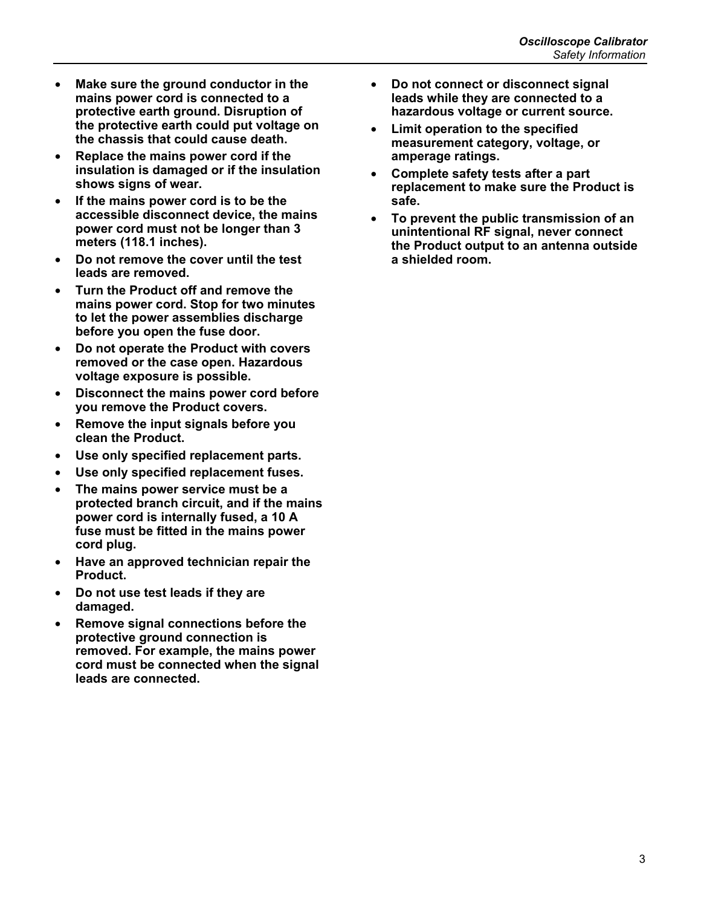- **Make sure the ground conductor in the mains power cord is connected to a protective earth ground. Disruption of the protective earth could put voltage on the chassis that could cause death.**
- **Replace the mains power cord if the insulation is damaged or if the insulation shows signs of wear.**
- **If the mains power cord is to be the accessible disconnect device, the mains power cord must not be longer than 3 meters (118.1 inches).**
- **Do not remove the cover until the test leads are removed.**
- **Turn the Product off and remove the mains power cord. Stop for two minutes to let the power assemblies discharge before you open the fuse door.**
- **Do not operate the Product with covers removed or the case open. Hazardous voltage exposure is possible.**
- **Disconnect the mains power cord before you remove the Product covers.**
- **Remove the input signals before you clean the Product.**
- **Use only specified replacement parts.**
- **Use only specified replacement fuses.**
- **The mains power service must be a protected branch circuit, and if the mains power cord is internally fused, a 10 A fuse must be fitted in the mains power cord plug.**
- **Have an approved technician repair the Product.**
- **Do not use test leads if they are damaged.**
- **Remove signal connections before the protective ground connection is removed. For example, the mains power cord must be connected when the signal leads are connected.**
- **Do not connect or disconnect signal leads while they are connected to a hazardous voltage or current source.**
- **Limit operation to the specified measurement category, voltage, or amperage ratings.**
- **Complete safety tests after a part replacement to make sure the Product is safe.**
- **To prevent the public transmission of an unintentional RF signal, never connect the Product output to an antenna outside a shielded room.**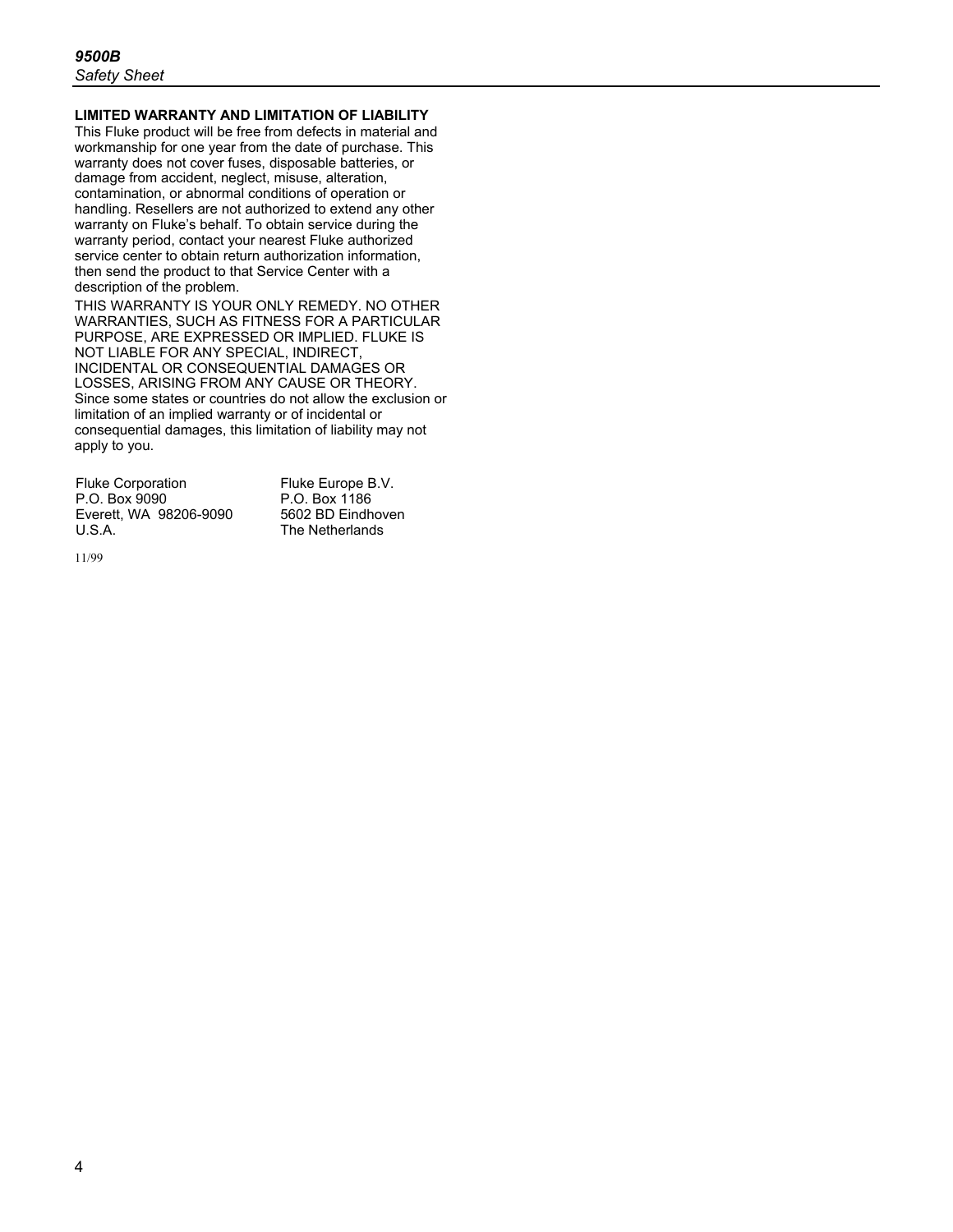**LIMITED WARRANTY AND LIMITATION OF LIABILITY**

This Fluke product will be free from defects in material and workmanship for one year from the date of purchase. This warranty does not cover fuses, disposable batteries, or damage from accident, neglect, misuse, alteration, contamination, or abnormal conditions of operation or handling. Resellers are not authorized to extend any other warranty on Fluke's behalf. To obtain service during the warranty period, contact your nearest Fluke authorized service center to obtain return authorization information, then send the product to that Service Center with a description of the problem.

THIS WARRANTY IS YOUR ONLY REMEDY. NO OTHER WARRANTIES, SUCH AS FITNESS FOR A PARTICULAR PURPOSE, ARE EXPRESSED OR IMPLIED. FLUKE IS NOT LIABLE FOR ANY SPECIAL, INDIRECT, INCIDENTAL OR CONSEQUENTIAL DAMAGES OR LOSSES, ARISING FROM ANY CAUSE OR THEORY. Since some states or countries do not allow the exclusion or limitation of an implied warranty or of incidental or consequential damages, this limitation of liability may not apply to you.

Fluke Corporation
P.O. Box 9090
Everett, WA 98206-9090
U.S.A.

Fluke Europe B.V.
P.O. Box 1186
5602 BD Eindhoven
The Netherlands

11/99